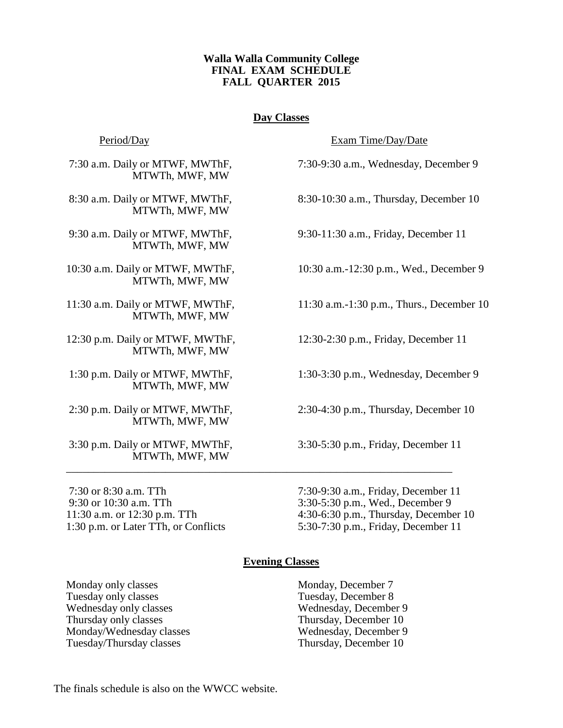**Walla Walla Community College**
**FINAL EXAM SCHEDULE**
**FALL QUARTER 2015**

## Day Classes

| Period/Day | Exam Time/Day/Date |
| --- | --- |
| 7:30 a.m. Daily or MTWF, MWThF, MTWTh, MWF, MW | 7:30-9:30 a.m., Wednesday, December 9 |
| 8:30 a.m. Daily or MTWF, MWThF, MTWTh, MWF, MW | 8:30-10:30 a.m., Thursday, December 10 |
| 9:30 a.m. Daily or MTWF, MWThF, MTWTh, MWF, MW | 9:30-11:30 a.m., Friday, December 11 |
| 10:30 a.m. Daily or MTWF, MWThF, MTWTh, MWF, MW | 10:30 a.m.-12:30 p.m., Wed., December 9 |
| 11:30 a.m. Daily or MTWF, MWThF, MTWTh, MWF, MW | 11:30 a.m.-1:30 p.m., Thurs., December 10 |
| 12:30 p.m. Daily or MTWF, MWThF, MTWTh, MWF, MW | 12:30-2:30 p.m., Friday, December 11 |
| 1:30 p.m. Daily or MTWF, MWThF, MTWTh, MWF, MW | 1:30-3:30 p.m., Wednesday, December 9 |
| 2:30 p.m. Daily or MTWF, MWThF, MTWTh, MWF, MW | 2:30-4:30 p.m., Thursday, December 10 |
| 3:30 p.m. Daily or MTWF, MWThF, MTWTh, MWF, MW | 3:30-5:30 p.m., Friday, December 11 |

---

| | |
| --- | --- |
| 7:30 or 8:30 a.m. TTh | 7:30-9:30 a.m., Friday, December 11 |
| 9:30 or 10:30 a.m. TTh | 3:30-5:30 p.m., Wed., December 9 |
| 11:30 a.m. or 12:30 p.m. TTh | 4:30-6:30 p.m., Thursday, December 10 |
| 1:30 p.m. or Later TTh, or Conflicts | 5:30-7:30 p.m., Friday, December 11 |

## Evening Classes

| | |
| --- | --- |
| Monday only classes | Monday, December 7 |
| Tuesday only classes | Tuesday, December 8 |
| Wednesday only classes | Wednesday, December 9 |
| Thursday only classes | Thursday, December 10 |
| Monday/Wednesday classes | Wednesday, December 9 |
| Tuesday/Thursday classes | Thursday, December 10 |

The finals schedule is also on the WWCC website.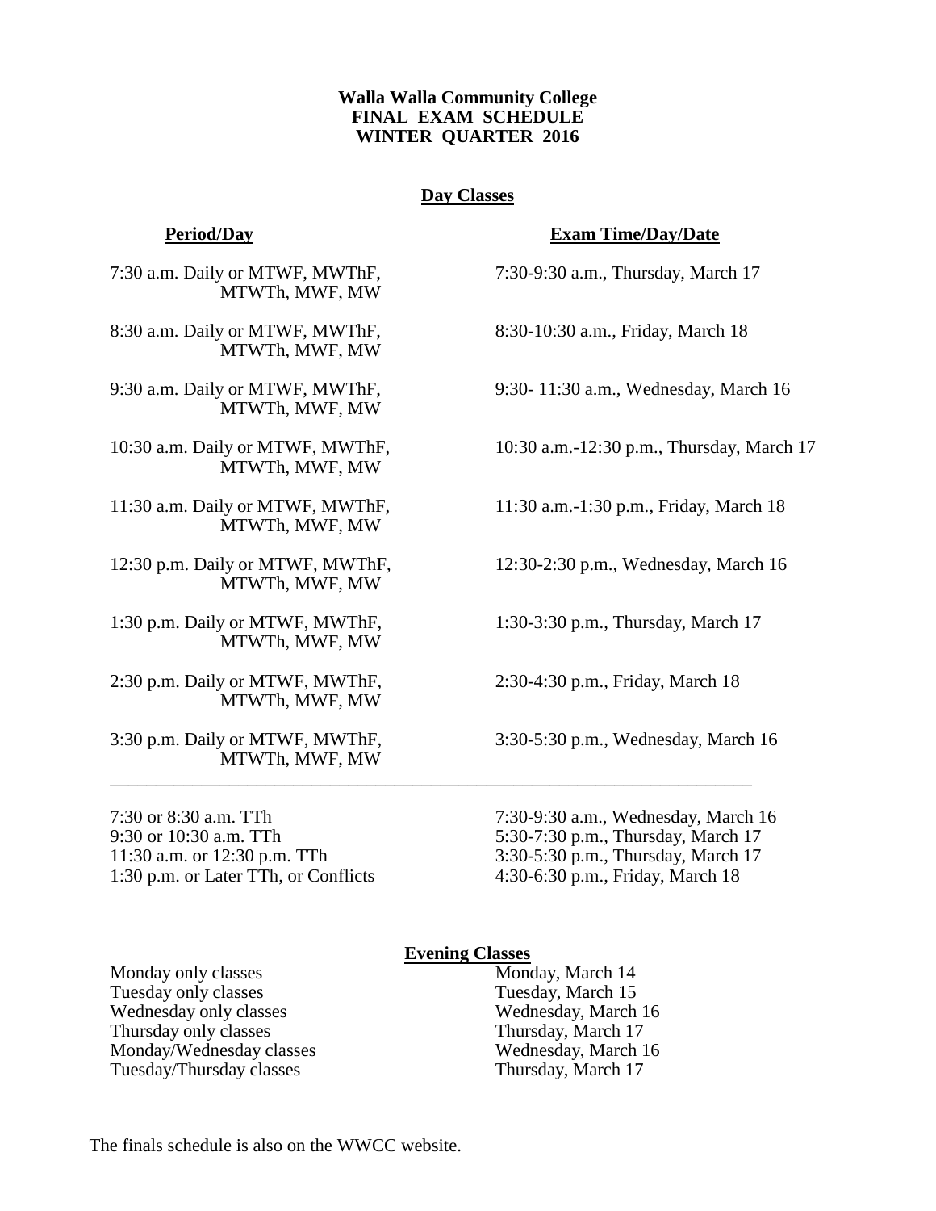**Walla Walla Community College**
**FINAL EXAM SCHEDULE**
**WINTER QUARTER 2016**

## Day Classes

| Period/Day | Exam Time/Day/Date |
| --- | --- |
| 7:30 a.m. Daily or MTWF, MWThF, MTWTh, MWF, MW | 7:30-9:30 a.m., Thursday, March 17 |
| 8:30 a.m. Daily or MTWF, MWThF, MTWTh, MWF, MW | 8:30-10:30 a.m., Friday, March 18 |
| 9:30 a.m. Daily or MTWF, MWThF, MTWTh, MWF, MW | 9:30- 11:30 a.m., Wednesday, March 16 |
| 10:30 a.m. Daily or MTWF, MWThF, MTWTh, MWF, MW | 10:30 a.m.-12:30 p.m., Thursday, March 17 |
| 11:30 a.m. Daily or MTWF, MWThF, MTWTh, MWF, MW | 11:30 a.m.-1:30 p.m., Friday, March 18 |
| 12:30 p.m. Daily or MTWF, MWThF, MTWTh, MWF, MW | 12:30-2:30 p.m., Wednesday, March 16 |
| 1:30 p.m. Daily or MTWF, MWThF, MTWTh, MWF, MW | 1:30-3:30 p.m., Thursday, March 17 |
| 2:30 p.m. Daily or MTWF, MWThF, MTWTh, MWF, MW | 2:30-4:30 p.m., Friday, March 18 |
| 3:30 p.m. Daily or MTWF, MWThF, MTWTh, MWF, MW | 3:30-5:30 p.m., Wednesday, March 16 |

---

| | |
| --- | --- |
| 7:30 or 8:30 a.m. TTh | 7:30-9:30 a.m., Wednesday, March 16 |
| 9:30 or 10:30 a.m. TTh | 5:30-7:30 p.m., Thursday, March 17 |
| 11:30 a.m. or 12:30 p.m. TTh | 3:30-5:30 p.m., Thursday, March 17 |
| 1:30 p.m. or Later TTh, or Conflicts | 4:30-6:30 p.m., Friday, March 18 |

## Evening Classes

| | |
| --- | --- |
| Monday only classes | Monday, March 14 |
| Tuesday only classes | Tuesday, March 15 |
| Wednesday only classes | Wednesday, March 16 |
| Thursday only classes | Thursday, March 17 |
| Monday/Wednesday classes | Wednesday, March 16 |
| Tuesday/Thursday classes | Thursday, March 17 |

The finals schedule is also on the WWCC website.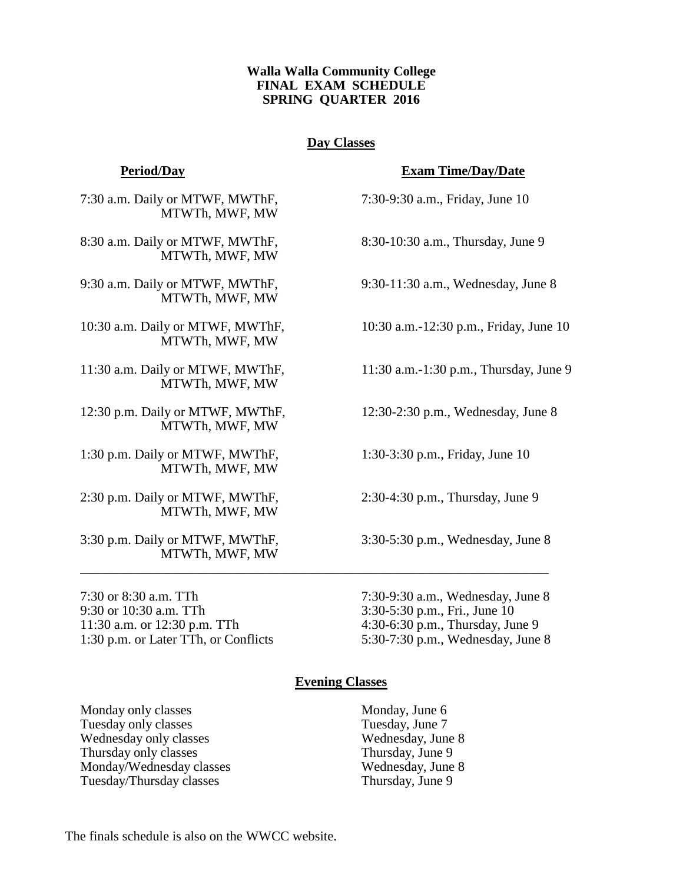**Walla Walla Community College**
**FINAL EXAM SCHEDULE**
**SPRING QUARTER 2016**

## Day Classes

| Period/Day | Exam Time/Day/Date |
| --- | --- |
| 7:30 a.m. Daily or MTWF, MWThF, MTWTh, MWF, MW | 7:30-9:30 a.m., Friday, June 10 |
| 8:30 a.m. Daily or MTWF, MWThF, MTWTh, MWF, MW | 8:30-10:30 a.m., Thursday, June 9 |
| 9:30 a.m. Daily or MTWF, MWThF, MTWTh, MWF, MW | 9:30-11:30 a.m., Wednesday, June 8 |
| 10:30 a.m. Daily or MTWF, MWThF, MTWTh, MWF, MW | 10:30 a.m.-12:30 p.m., Friday, June 10 |
| 11:30 a.m. Daily or MTWF, MWThF, MTWTh, MWF, MW | 11:30 a.m.-1:30 p.m., Thursday, June 9 |
| 12:30 p.m. Daily or MTWF, MWThF, MTWTh, MWF, MW | 12:30-2:30 p.m., Wednesday, June 8 |
| 1:30 p.m. Daily or MTWF, MWThF, MTWTh, MWF, MW | 1:30-3:30 p.m., Friday, June 10 |
| 2:30 p.m. Daily or MTWF, MWThF, MTWTh, MWF, MW | 2:30-4:30 p.m., Thursday, June 9 |
| 3:30 p.m. Daily or MTWF, MWThF, MTWTh, MWF, MW | 3:30-5:30 p.m., Wednesday, June 8 |

---

| | |
| --- | --- |
| 7:30 or 8:30 a.m. TTh | 7:30-9:30 a.m., Wednesday, June 8 |
| 9:30 or 10:30 a.m. TTh | 3:30-5:30 p.m., Fri., June 10 |
| 11:30 a.m. or 12:30 p.m. TTh | 4:30-6:30 p.m., Thursday, June 9 |
| 1:30 p.m. or Later TTh, or Conflicts | 5:30-7:30 p.m., Wednesday, June 8 |

## Evening Classes

| | |
| --- | --- |
| Monday only classes | Monday, June 6 |
| Tuesday only classes | Tuesday, June 7 |
| Wednesday only classes | Wednesday, June 8 |
| Thursday only classes | Thursday, June 9 |
| Monday/Wednesday classes | Wednesday, June 8 |
| Tuesday/Thursday classes | Thursday, June 9 |

The finals schedule is also on the WWCC website.